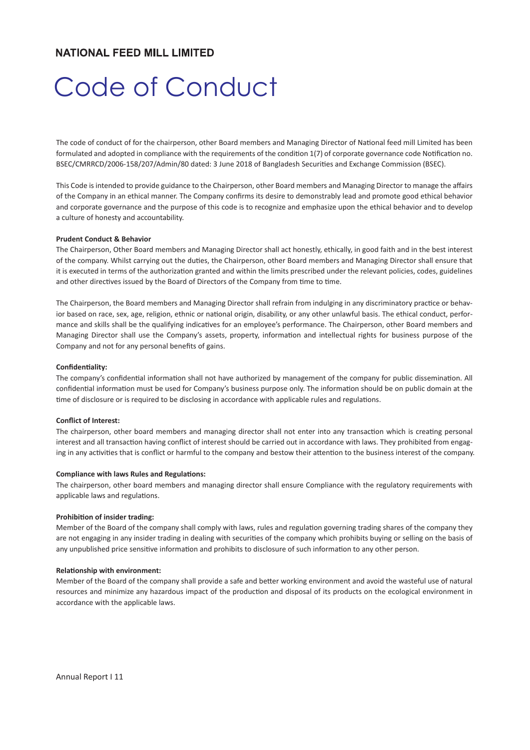# NATIONAL FEED MILL LIMITED

# Code of Conduct

The code of conduct of for the chairperson, other Board members and Managing Director of National feed mill Limited has been formulated and adopted in compliance with the requirements of the condition 1(7) of corporate governance code Notification no. BSEC/CMRRCD/2006-158/207/Admin/80 dated: 3 June 2018 of Bangladesh Securities and Exchange Commission (BSEC).

This Code is intended to provide guidance to the Chairperson, other Board members and Managing Director to manage the affairs of the Company in an ethical manner. The Company confirms its desire to demonstrably lead and promote good ethical behavior and corporate governance and the purpose of this code is to recognize and emphasize upon the ethical behavior and to develop a culture of honesty and accountability.

**Prudent Conduct & Behavior**

The Chairperson, Other Board members and Managing Director shall act honestly, ethically, in good faith and in the best interest of the company. Whilst carrying out the duties, the Chairperson, other Board members and Managing Director shall ensure that it is executed in terms of the authorization granted and within the limits prescribed under the relevant policies, codes, guidelines and other directives issued by the Board of Directors of the Company from time to time.

The Chairperson, the Board members and Managing Director shall refrain from indulging in any discriminatory practice or behavior based on race, sex, age, religion, ethnic or national origin, disability, or any other unlawful basis. The ethical conduct, performance and skills shall be the qualifying indicatives for an employee's performance. The Chairperson, other Board members and Managing Director shall use the Company's assets, property, information and intellectual rights for business purpose of the Company and not for any personal benefits of gains.

**Confidentiality:**

The company's confidential information shall not have authorized by management of the company for public dissemination. All confidential information must be used for Company's business purpose only. The information should be on public domain at the time of disclosure or is required to be disclosing in accordance with applicable rules and regulations.

**Conflict of Interest:**

The chairperson, other board members and managing director shall not enter into any transaction which is creating personal interest and all transaction having conflict of interest should be carried out in accordance with laws. They prohibited from engaging in any activities that is conflict or harmful to the company and bestow their attention to the business interest of the company.

**Compliance with laws Rules and Regulations:**

The chairperson, other board members and managing director shall ensure Compliance with the regulatory requirements with applicable laws and regulations.

**Prohibition of insider trading:**

Member of the Board of the company shall comply with laws, rules and regulation governing trading shares of the company they are not engaging in any insider trading in dealing with securities of the company which prohibits buying or selling on the basis of any unpublished price sensitive information and prohibits to disclosure of such information to any other person.

**Relationship with environment:**

Member of the Board of the company shall provide a safe and better working environment and avoid the wasteful use of natural resources and minimize any hazardous impact of the production and disposal of its products on the ecological environment in accordance with the applicable laws.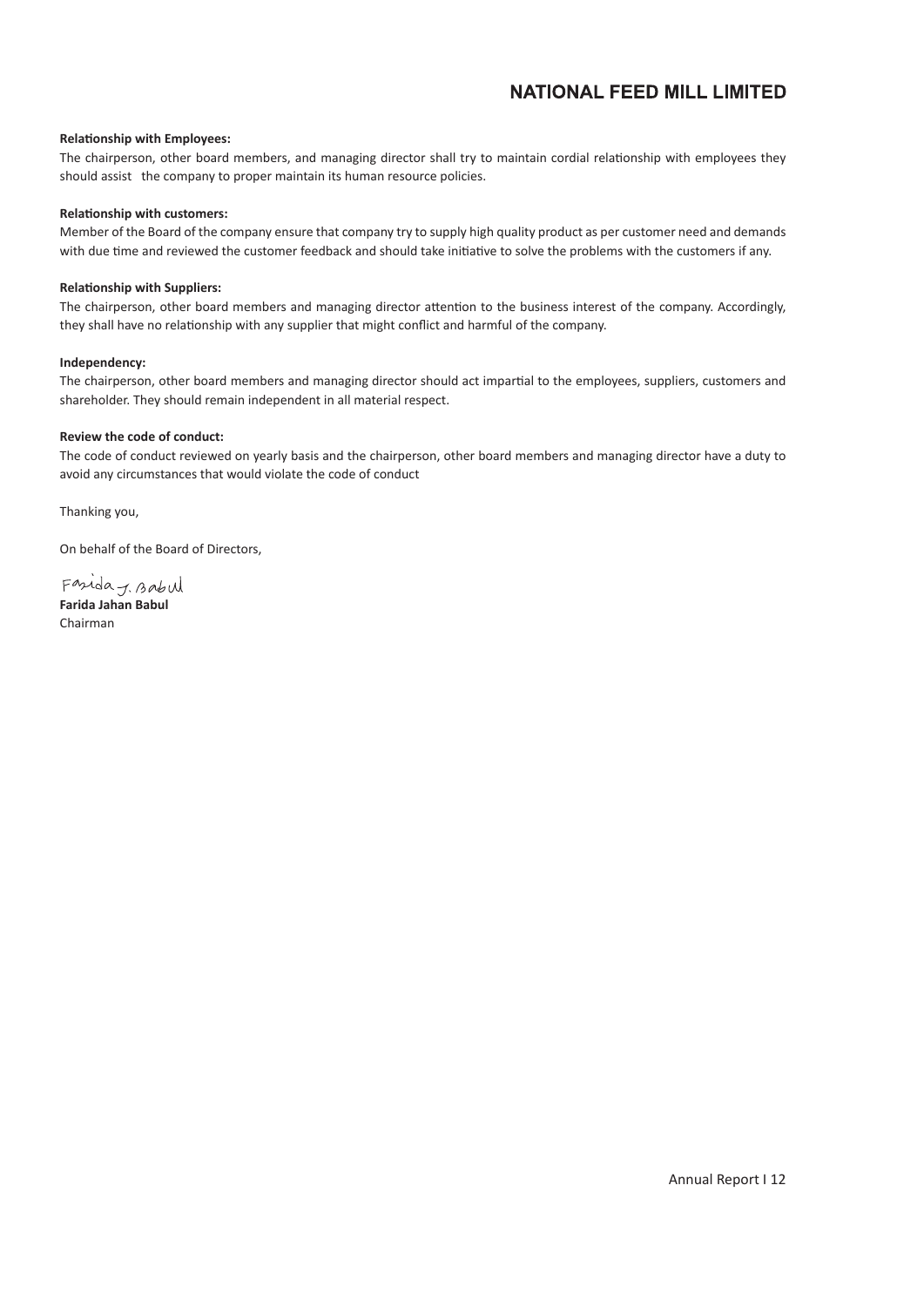**Relationship with Employees:**

The chairperson, other board members, and managing director shall try to maintain cordial relationship with employees they should assist the company to proper maintain its human resource policies.

**Relationship with customers:**

Member of the Board of the company ensure that company try to supply high quality product as per customer need and demands with due time and reviewed the customer feedback and should take initiative to solve the problems with the customers if any.

**Relationship with Suppliers:**

The chairperson, other board members and managing director attention to the business interest of the company. Accordingly, they shall have no relationship with any supplier that might conflict and harmful of the company.

**Independency:**

The chairperson, other board members and managing director should act impartial to the employees, suppliers, customers and shareholder. They should remain independent in all material respect.

**Review the code of conduct:**

The code of conduct reviewed on yearly basis and the chairperson, other board members and managing director have a duty to avoid any circumstances that would violate the code of conduct

Thanking you,

On behalf of the Board of Directors,

**Farida Jahan Babul**
Chairman